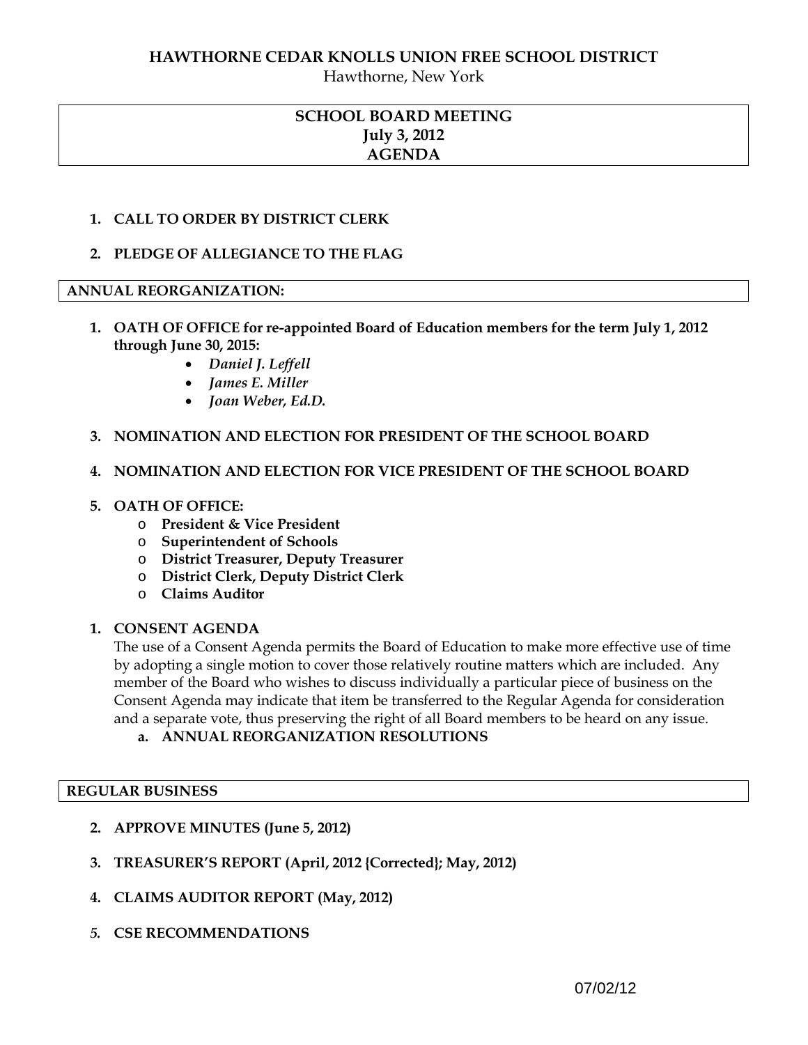# HAWTHORNE CEDAR KNOLLS UNION FREE SCHOOL DISTRICT

Hawthorne, New York

## SCHOOL BOARD MEETING
## July 3, 2012
## AGENDA

1. **CALL TO ORDER BY DISTRICT CLERK**

2. **PLEDGE OF ALLEGIANCE TO THE FLAG**

### ANNUAL REORGANIZATION:

1. **OATH OF OFFICE for re-appointed Board of Education members for the term July 1, 2012 through June 30, 2015:**
   - ***Daniel J. Leffell***
   - ***James E. Miller***
   - ***Joan Weber, Ed.D.***

3. **NOMINATION AND ELECTION FOR PRESIDENT OF THE SCHOOL BOARD**

4. **NOMINATION AND ELECTION FOR VICE PRESIDENT OF THE SCHOOL BOARD**

5. **OATH OF OFFICE:**
   - **President & Vice President**
   - **Superintendent of Schools**
   - **District Treasurer, Deputy Treasurer**
   - **District Clerk, Deputy District Clerk**
   - **Claims Auditor**

1. **CONSENT AGENDA**

   The use of a Consent Agenda permits the Board of Education to make more effective use of time by adopting a single motion to cover those relatively routine matters which are included. Any member of the Board who wishes to discuss individually a particular piece of business on the Consent Agenda may indicate that item be transferred to the Regular Agenda for consideration and a separate vote, thus preserving the right of all Board members to be heard on any issue.

   a. **ANNUAL REORGANIZATION RESOLUTIONS**

### REGULAR BUSINESS

2. **APPROVE MINUTES (June 5, 2012)**

3. **TREASURER'S REPORT (April, 2012 {Corrected}; May, 2012)**

4. **CLAIMS AUDITOR REPORT (May, 2012)**

5. **CSE RECOMMENDATIONS**

07/02/12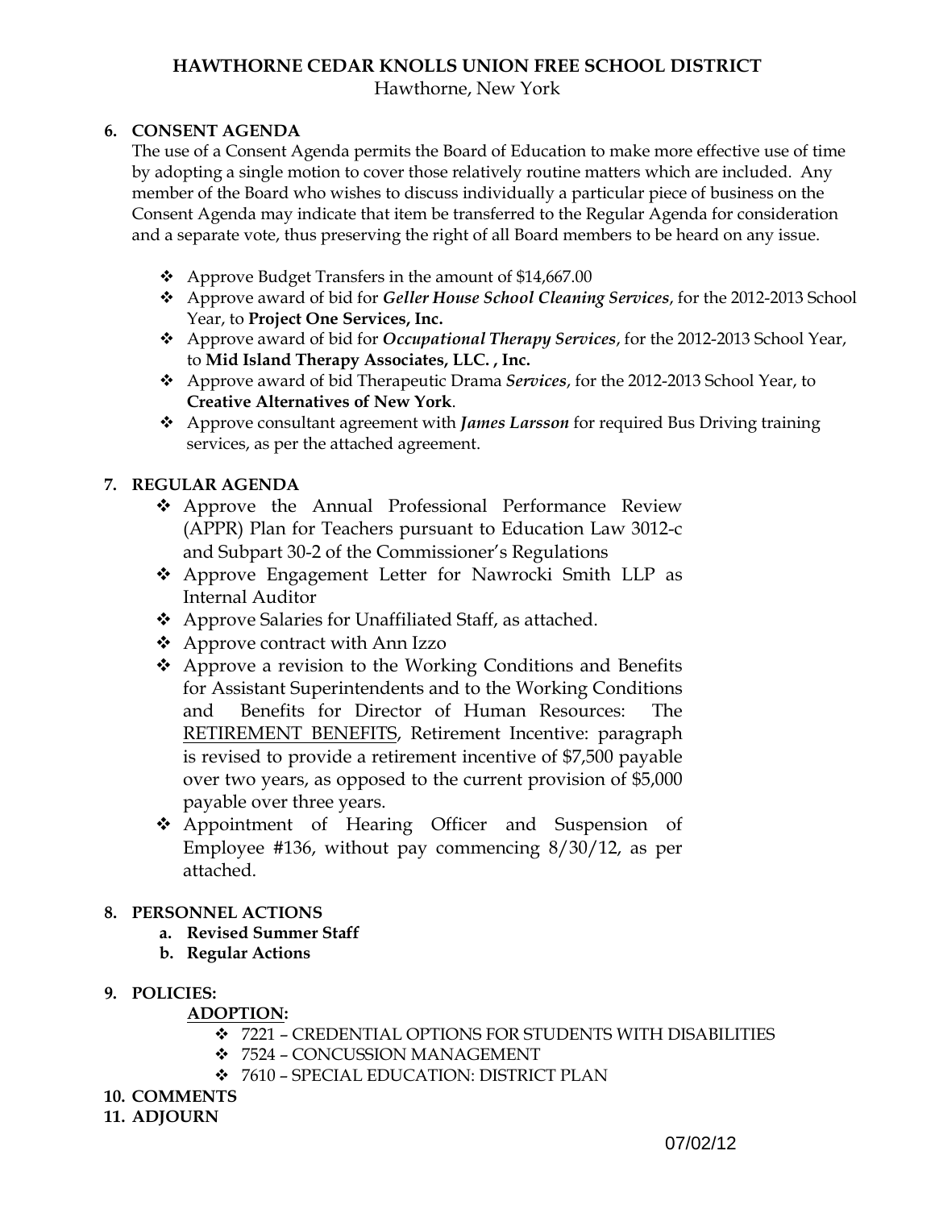**HAWTHORNE CEDAR KNOLLS UNION FREE SCHOOL DISTRICT**
Hawthorne, New York

6. **CONSENT AGENDA**

   The use of a Consent Agenda permits the Board of Education to make more effective use of time by adopting a single motion to cover those relatively routine matters which are included. Any member of the Board who wishes to discuss individually a particular piece of business on the Consent Agenda may indicate that item be transferred to the Regular Agenda for consideration and a separate vote, thus preserving the right of all Board members to be heard on any issue.

   - Approve Budget Transfers in the amount of $14,667.00
   - Approve award of bid for ***Geller House School Cleaning Services***, for the 2012-2013 School Year, to **Project One Services, Inc.**
   - Approve award of bid for ***Occupational Therapy Services***, for the 2012-2013 School Year, to **Mid Island Therapy Associates, LLC. , Inc.**
   - Approve award of bid Therapeutic Drama ***Services***, for the 2012-2013 School Year, to **Creative Alternatives of New York**.
   - Approve consultant agreement with ***James Larsson*** for required Bus Driving training services, as per the attached agreement.

7. **REGULAR AGENDA**
   - Approve the Annual Professional Performance Review (APPR) Plan for Teachers pursuant to Education Law 3012-c and Subpart 30-2 of the Commissioner's Regulations
   - Approve Engagement Letter for Nawrocki Smith LLP as Internal Auditor
   - Approve Salaries for Unaffiliated Staff, as attached.
   - Approve contract with Ann Izzo
   - Approve a revision to the Working Conditions and Benefits for Assistant Superintendents and to the Working Conditions and Benefits for Director of Human Resources: The <u>RETIREMENT BENEFITS</u>, Retirement Incentive: paragraph is revised to provide a retirement incentive of $7,500 payable over two years, as opposed to the current provision of $5,000 payable over three years.
   - Appointment of Hearing Officer and Suspension of Employee #136, without pay commencing 8/30/12, as per attached.

8. **PERSONNEL ACTIONS**
   a. **Revised Summer Staff**
   b. **Regular Actions**

9. **POLICIES:**

   **<u>ADOPTION</u>:**
   - 7221 – CREDENTIAL OPTIONS FOR STUDENTS WITH DISABILITIES
   - 7524 – CONCUSSION MANAGEMENT
   - 7610 – SPECIAL EDUCATION: DISTRICT PLAN

10. **COMMENTS**
11. **ADJOURN**

07/02/12